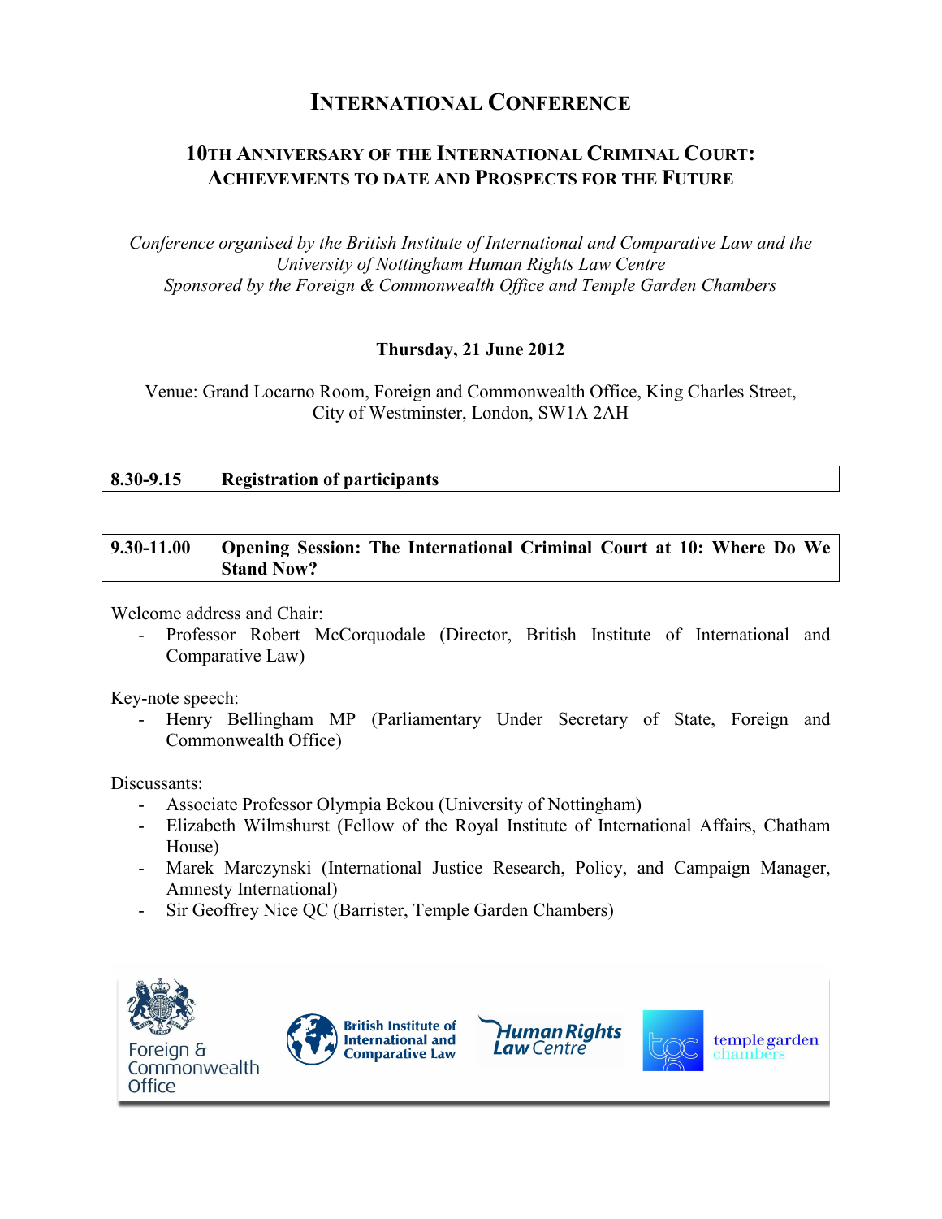# International Conference

## 10th Anniversary of the International Criminal Court: Achievements to date and Prospects for the Future

*Conference organised by the British Institute of International and Comparative Law and the University of Nottingham Human Rights Law Centre*
*Sponsored by the Foreign & Commonwealth Office and Temple Garden Chambers*

**Thursday, 21 June 2012**

Venue: Grand Locarno Room, Foreign and Commonwealth Office, King Charles Street, City of Westminster, London, SW1A 2AH

| **8.30-9.15** | **Registration of participants** |
|---|---|

| **9.30-11.00** | **Opening Session: The International Criminal Court at 10: Where Do We Stand Now?** |
|---|---|

Welcome address and Chair:

- Professor Robert McCorquodale (Director, British Institute of International and Comparative Law)

Key-note speech:

- Henry Bellingham MP (Parliamentary Under Secretary of State, Foreign and Commonwealth Office)

Discussants:

- Associate Professor Olympia Bekou (University of Nottingham)
- Elizabeth Wilmshurst (Fellow of the Royal Institute of International Affairs, Chatham House)
- Marek Marczynski (International Justice Research, Policy, and Campaign Manager, Amnesty International)
- Sir Geoffrey Nice QC (Barrister, Temple Garden Chambers)

Foreign & Commonwealth Office | British Institute of International and Comparative Law | Human Rights Law Centre | temple garden chambers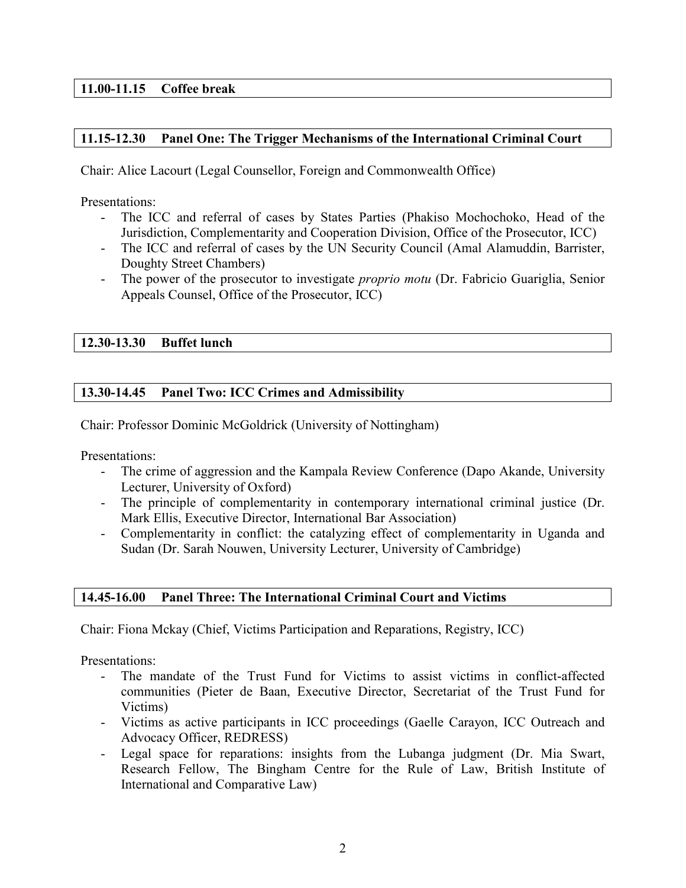**11.00-11.15 Coffee break**

**11.15-12.30 Panel One: The Trigger Mechanisms of the International Criminal Court**

Chair: Alice Lacourt (Legal Counsellor, Foreign and Commonwealth Office)

Presentations:

- The ICC and referral of cases by States Parties (Phakiso Mochochoko, Head of the Jurisdiction, Complementarity and Cooperation Division, Office of the Prosecutor, ICC)
- The ICC and referral of cases by the UN Security Council (Amal Alamuddin, Barrister, Doughty Street Chambers)
- The power of the prosecutor to investigate *proprio motu* (Dr. Fabricio Guariglia, Senior Appeals Counsel, Office of the Prosecutor, ICC)

**12.30-13.30 Buffet lunch**

**13.30-14.45 Panel Two: ICC Crimes and Admissibility**

Chair: Professor Dominic McGoldrick (University of Nottingham)

Presentations:

- The crime of aggression and the Kampala Review Conference (Dapo Akande, University Lecturer, University of Oxford)
- The principle of complementarity in contemporary international criminal justice (Dr. Mark Ellis, Executive Director, International Bar Association)
- Complementarity in conflict: the catalyzing effect of complementarity in Uganda and Sudan (Dr. Sarah Nouwen, University Lecturer, University of Cambridge)

**14.45-16.00 Panel Three: The International Criminal Court and Victims**

Chair: Fiona Mckay (Chief, Victims Participation and Reparations, Registry, ICC)

Presentations:

- The mandate of the Trust Fund for Victims to assist victims in conflict-affected communities (Pieter de Baan, Executive Director, Secretariat of the Trust Fund for Victims)
- Victims as active participants in ICC proceedings (Gaelle Carayon, ICC Outreach and Advocacy Officer, REDRESS)
- Legal space for reparations: insights from the Lubanga judgment (Dr. Mia Swart, Research Fellow, The Bingham Centre for the Rule of Law, British Institute of International and Comparative Law)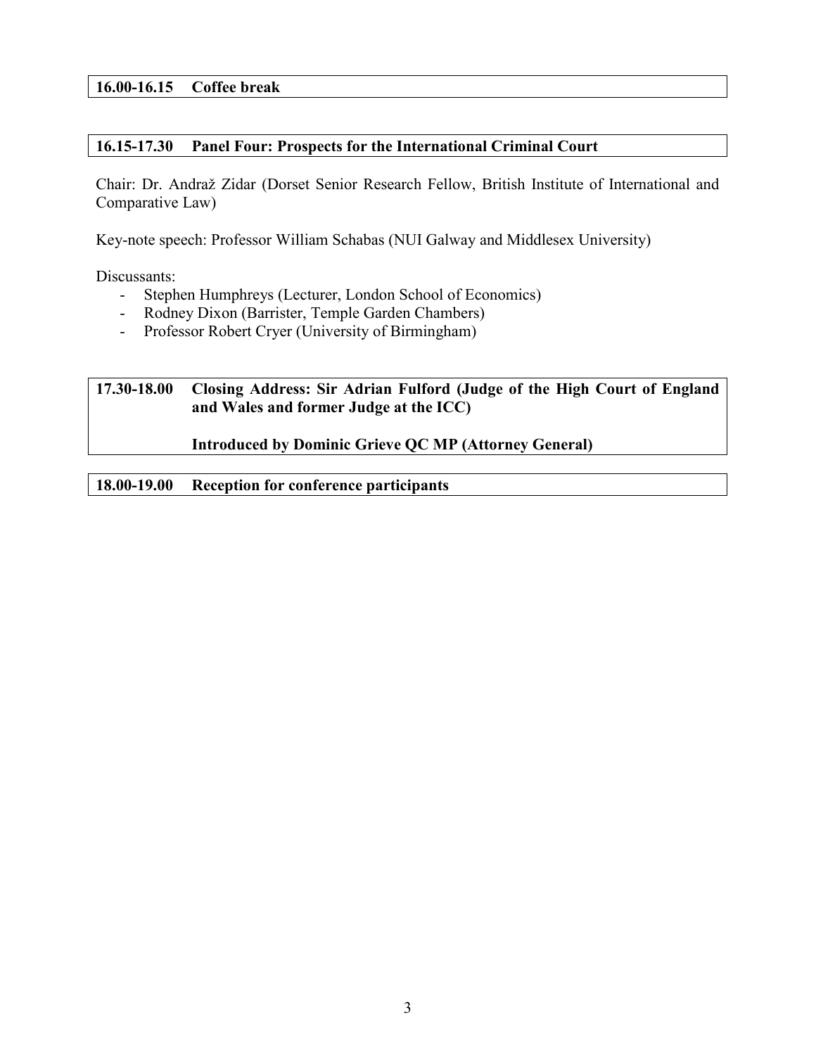**16.00-16.15 Coffee break**

**16.15-17.30 Panel Four: Prospects for the International Criminal Court**

Chair: Dr. Andraž Zidar (Dorset Senior Research Fellow, British Institute of International and Comparative Law)

Key-note speech: Professor William Schabas (NUI Galway and Middlesex University)

Discussants:

- Stephen Humphreys (Lecturer, London School of Economics)
- Rodney Dixon (Barrister, Temple Garden Chambers)
- Professor Robert Cryer (University of Birmingham)

**17.30-18.00 Closing Address: Sir Adrian Fulford (Judge of the High Court of England and Wales and former Judge at the ICC)**

**Introduced by Dominic Grieve QC MP (Attorney General)**

**18.00-19.00 Reception for conference participants**